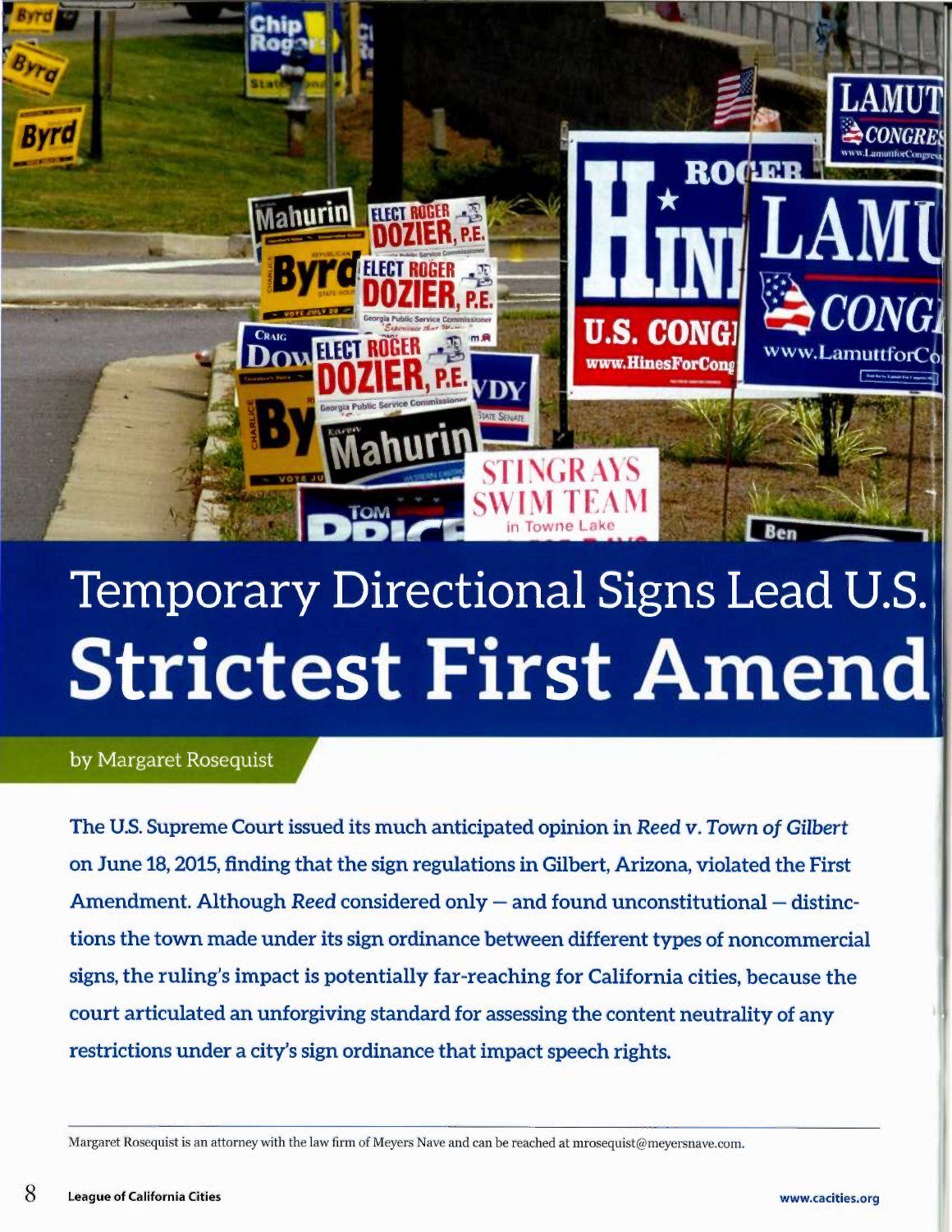# Temporary Directional Signs Lead U.S. Strictest First Amend

by Margaret Rosequist

**The U.S. Supreme Court issued its much anticipated opinion in *Reed v. Town of Gilbert* on June 18, 2015, finding that the sign regulations in Gilbert, Arizona, violated the First Amendment. Although *Reed* considered only — and found unconstitutional — distinctions the town made under its sign ordinance between different types of noncommercial signs, the ruling's impact is potentially far-reaching for California cities, because the court articulated an unforgiving standard for assessing the content neutrality of any restrictions under a city's sign ordinance that impact speech rights.**

Margaret Rosequist is an attorney with the law firm of Meyers Nave and can be reached at mrosequist@meyersnave.com.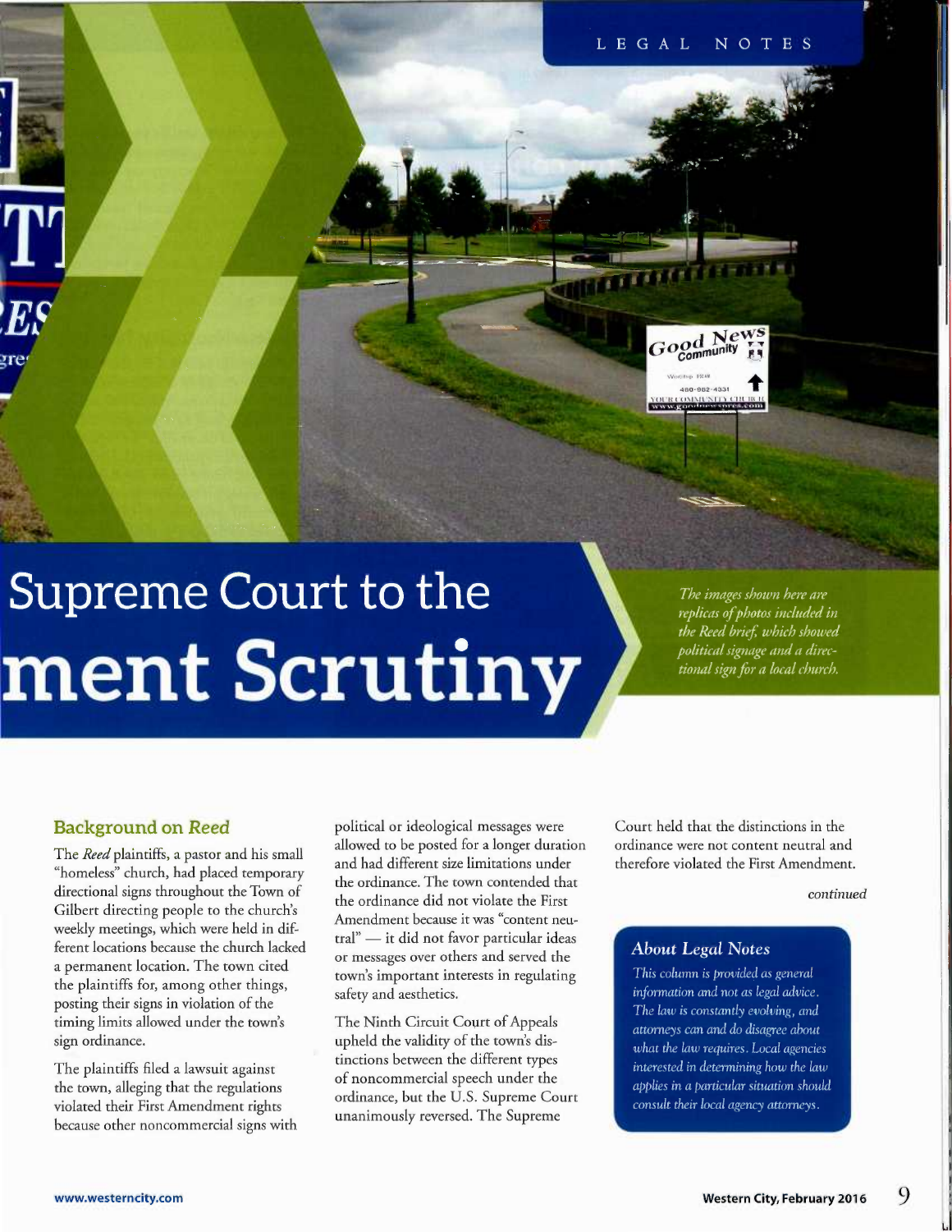# Supreme Court to the ment Scrutiny

*The images shown here are replicas of photos included in the Reed brief, which showed political signage and a directional sign for a local church.*

## Background on *Reed*

The *Reed* plaintiffs, a pastor and his small "homeless" church, had placed temporary directional signs throughout the Town of Gilbert directing people to the church's weekly meetings, which were held in different locations because the church lacked a permanent location. The town cited the plaintiffs for, among other things, posting their signs in violation of the timing limits allowed under the town's sign ordinance.

The plaintiffs filed a lawsuit against the town, alleging that the regulations violated their First Amendment rights because other noncommercial signs with political or ideological messages were allowed to be posted for a longer duration and had different size limitations under the ordinance. The town contended that the ordinance did not violate the First Amendment because it was "content neutral" — it did not favor particular ideas or messages over others and served the town's important interests in regulating safety and aesthetics.

The Ninth Circuit Court of Appeals upheld the validity of the town's distinctions between the different types of noncommercial speech under the ordinance, but the U.S. Supreme Court unanimously reversed. The Supreme Court held that the distinctions in the ordinance were not content neutral and therefore violated the First Amendment.

*continued*

### About Legal Notes

*This column is provided as general information and not as legal advice. The law is constantly evolving, and attorneys can and do disagree about what the law requires. Local agencies interested in determining how the law applies in a particular situation should consult their local agency attorneys.*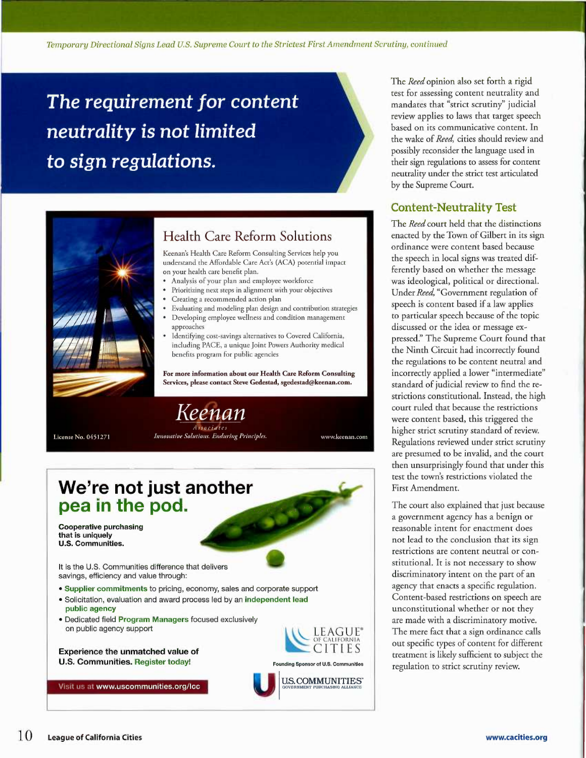*Temporary Directional Signs Lead U.S. Supreme Court to the Strictest First Amendment Scrutiny, continued*

## The requirement for content neutrality is not limited to sign regulations.

### Health Care Reform Solutions

Keenan's Health Care Reform Consulting Services help you understand the Affordable Care Act's (ACA) potential impact on your health care benefit plan.

- Analysis of your plan and employee workforce
- Prioritizing next steps in alignment with your objectives
- Creating a recommended action plan
- Evaluating and modeling plan design and contribution strategies
- Developing employee wellness and condition management approaches
- Identifying cost-savings alternatives to Covered California, including PACE, a unique Joint Powers Authority medical benefits program for public agencies

**For more information about our Health Care Reform Consulting Services, please contact Steve Gedestad, sgedestad@keenan.com.**

Keenan & Associates
*Innovative Solutions. Enduring Principles.*

License No. 0451271 www.keenan.com

## We're not just another pea in the pod.

**Cooperative purchasing that is uniquely U.S. Communities.**

It is the U.S. Communities difference that delivers savings, efficiency and value through:

- **Supplier commitments** to pricing, economy, sales and corporate support
- Solicitation, evaluation and award process led by an **independent lead public agency**
- Dedicated field **Program Managers** focused exclusively on public agency support

**Experience the unmatched value of U.S. Communities. Register today!**

Visit us at www.uscommunities.org/lcc

League of California Cities — Founding Sponsor of U.S. Communities

U.S. COMMUNITIES GOVERNMENT PURCHASING ALLIANCE

The *Reed* opinion also set forth a rigid test for assessing content neutrality and mandates that "strict scrutiny" judicial review applies to laws that target speech based on its communicative content. In the wake of *Reed*, cities should review and possibly reconsider the language used in their sign regulations to assess for content neutrality under the strict test articulated by the Supreme Court.

### Content-Neutrality Test

The *Reed* court held that the distinctions enacted by the Town of Gilbert in its sign ordinance were content based because the speech in local signs was treated differently based on whether the message was ideological, political or directional. Under *Reed*, "Government regulation of speech is content based if a law applies to particular speech because of the topic discussed or the idea or message expressed." The Supreme Court found that the Ninth Circuit had incorrectly found the regulations to be content neutral and incorrectly applied a lower "intermediate" standard of judicial review to find the restrictions constitutional. Instead, the high court ruled that because the restrictions were content based, this triggered the higher strict scrutiny standard of review. Regulations reviewed under strict scrutiny are presumed to be invalid, and the court then unsurprisingly found that under this test the town's restrictions violated the First Amendment.

The court also explained that just because a government agency has a benign or reasonable intent for enactment does not lead to the conclusion that its sign restrictions are content neutral or constitutional. It is not necessary to show discriminatory intent on the part of an agency that enacts a specific regulation. Content-based restrictions on speech are unconstitutional whether or not they are made with a discriminatory motive. The mere fact that a sign ordinance calls out specific types of content for different treatment is likely sufficient to subject the regulation to strict scrutiny review.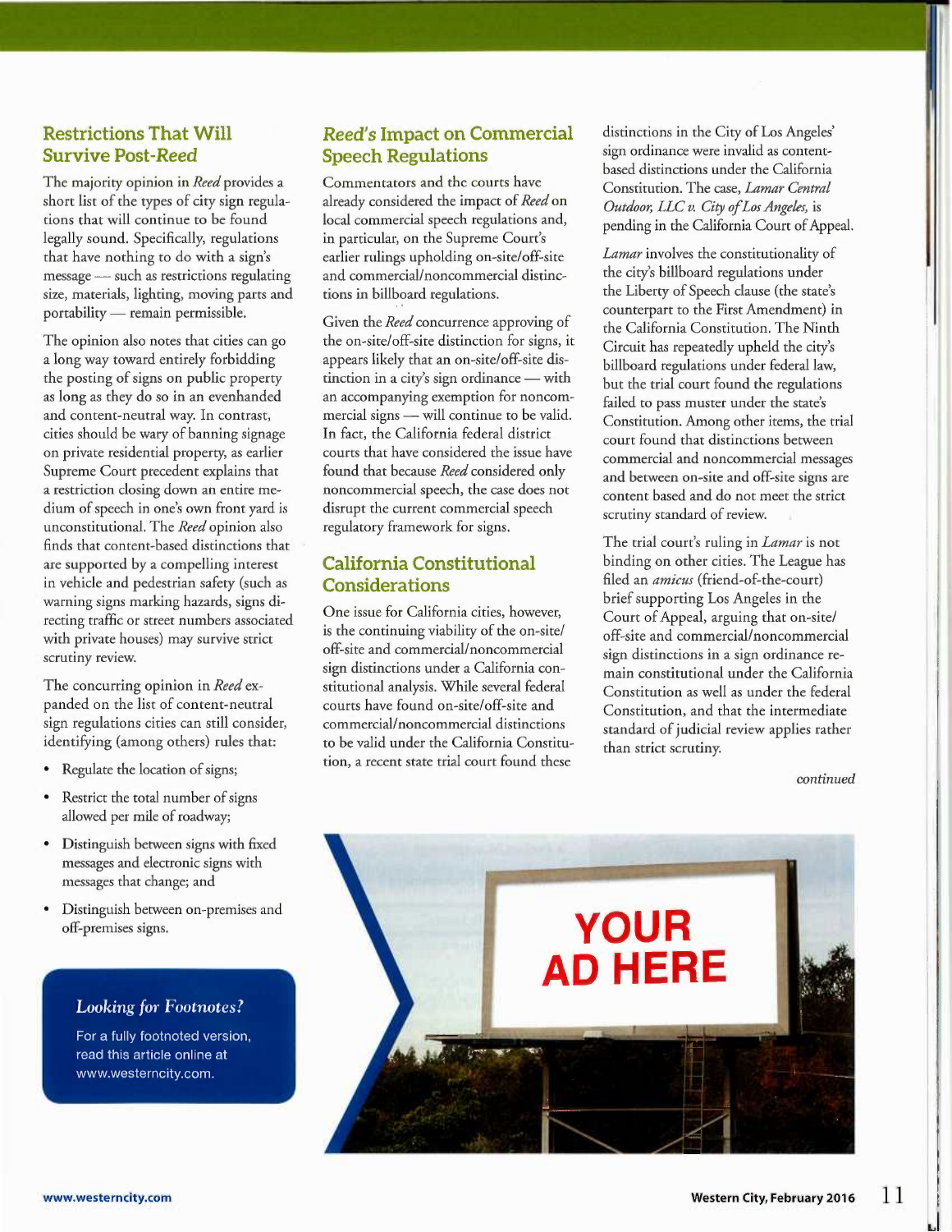## Restrictions That Will Survive Post-*Reed*

The majority opinion in *Reed* provides a short list of the types of city sign regulations that will continue to be found legally sound. Specifically, regulations that have nothing to do with a sign's message — such as restrictions regulating size, materials, lighting, moving parts and portability — remain permissible.

The opinion also notes that cities can go a long way toward entirely forbidding the posting of signs on public property as long as they do so in an evenhanded and content-neutral way. In contrast, cities should be wary of banning signage on private residential property, as earlier Supreme Court precedent explains that a restriction closing down an entire medium of speech in one's own front yard is unconstitutional. The *Reed* opinion also finds that content-based distinctions that are supported by a compelling interest in vehicle and pedestrian safety (such as warning signs marking hazards, signs directing traffic or street numbers associated with private houses) may survive strict scrutiny review.

The concurring opinion in *Reed* expanded on the list of content-neutral sign regulations cities can still consider, identifying (among others) rules that:

- Regulate the location of signs;
- Restrict the total number of signs allowed per mile of roadway;
- Distinguish between signs with fixed messages and electronic signs with messages that change; and
- Distinguish between on-premises and off-premises signs.

> ***Looking for Footnotes?***
>
> For a fully footnoted version, read this article online at www.westerncity.com.

## *Reed's* Impact on Commercial Speech Regulations

Commentators and the courts have already considered the impact of *Reed* on local commercial speech regulations and, in particular, on the Supreme Court's earlier rulings upholding on-site/off-site and commercial/noncommercial distinctions in billboard regulations.

Given the *Reed* concurrence approving of the on-site/off-site distinction for signs, it appears likely that an on-site/off-site distinction in a city's sign ordinance — with an accompanying exemption for noncommercial signs — will continue to be valid. In fact, the California federal district courts that have considered the issue have found that because *Reed* considered only noncommercial speech, the case does not disrupt the current commercial speech regulatory framework for signs.

## California Constitutional Considerations

One issue for California cities, however, is the continuing viability of the on-site/off-site and commercial/noncommercial sign distinctions under a California constitutional analysis. While several federal courts have found on-site/off-site and commercial/noncommercial distinctions to be valid under the California Constitution, a recent state trial court found these distinctions in the City of Los Angeles' sign ordinance were invalid as content-based distinctions under the California Constitution. The case, *Lamar Central Outdoor, LLC v. City of Los Angeles,* is pending in the California Court of Appeal.

*Lamar* involves the constitutionality of the city's billboard regulations under the Liberty of Speech clause (the state's counterpart to the First Amendment) in the California Constitution. The Ninth Circuit has repeatedly upheld the city's billboard regulations under federal law, but the trial court found the regulations failed to pass muster under the state's Constitution. Among other items, the trial court found that distinctions between commercial and noncommercial messages and between on-site and off-site signs are content based and do not meet the strict scrutiny standard of review.

The trial court's ruling in *Lamar* is not binding on other cities. The League has filed an *amicus* (friend-of-the-court) brief supporting Los Angeles in the Court of Appeal, arguing that on-site/off-site and commercial/noncommercial sign distinctions in a sign ordinance remain constitutional under the California Constitution as well as under the federal Constitution, and that the intermediate standard of judicial review applies rather than strict scrutiny.

*continued*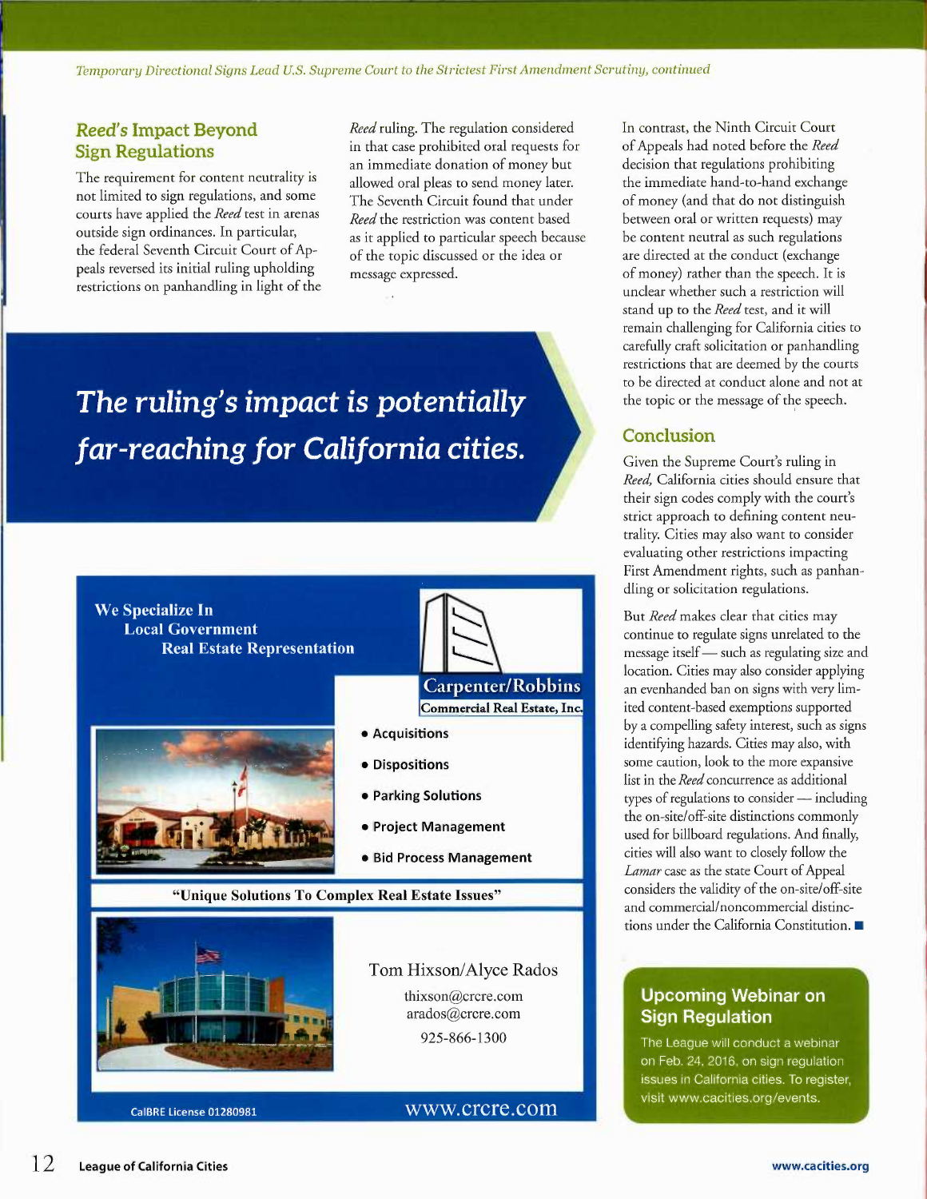*Temporary Directional Signs Lead U.S. Supreme Court to the Strictest First Amendment Scrutiny, continued*

## *Reed's* Impact Beyond Sign Regulations

The requirement for content neutrality is not limited to sign regulations, and some courts have applied the *Reed* test in arenas outside sign ordinances. In particular, the federal Seventh Circuit Court of Appeals reversed its initial ruling upholding restrictions on panhandling in light of the *Reed* ruling. The regulation considered in that case prohibited oral requests for an immediate donation of money but allowed oral pleas to send money later. The Seventh Circuit found that under *Reed* the restriction was content based as it applied to particular speech because of the topic discussed or the idea or message expressed.

In contrast, the Ninth Circuit Court of Appeals had noted before the *Reed* decision that regulations prohibiting the immediate hand-to-hand exchange of money (and that do not distinguish between oral or written requests) may be content neutral as such regulations are directed at the conduct (exchange of money) rather than the speech. It is unclear whether such a restriction will stand up to the *Reed* test, and it will remain challenging for California cities to carefully craft solicitation or panhandling restrictions that are deemed by the courts to be directed at conduct alone and not at the topic or the message of the speech.

***The ruling's impact is potentially far-reaching for California cities.***

## Conclusion

Given the Supreme Court's ruling in *Reed,* California cities should ensure that their sign codes comply with the court's strict approach to defining content neutrality. Cities may also want to consider evaluating other restrictions impacting First Amendment rights, such as panhandling or solicitation regulations.

But *Reed* makes clear that cities may continue to regulate signs unrelated to the message itself — such as regulating size and location. Cities may also consider applying an evenhanded ban on signs with very limited content-based exemptions supported by a compelling safety interest, such as signs identifying hazards. Cities may also, with some caution, look to the more expansive list in the *Reed* concurrence as additional types of regulations to consider — including the on-site/off-site distinctions commonly used for billboard regulations. And finally, cities will also want to closely follow the *Lamar* case as the state Court of Appeal considers the validity of the on-site/off-site and commercial/noncommercial distinctions under the California Constitution. ■

**Upcoming Webinar on Sign Regulation**

The League will conduct a webinar on Feb. 24, 2016, on sign regulation issues in California cities. To register, visit www.cacities.org/events.

---

**We Specialize In Local Government Real Estate Representation**

**Carpenter/Robbins Commercial Real Estate, Inc.**

- **Acquisitions**
- **Dispositions**
- **Parking Solutions**
- **Project Management**
- **Bid Process Management**

**"Unique Solutions To Complex Real Estate Issues"**

Tom Hixson/Alyce Rados

thixson@crcre.com
arados@crcre.com

925-866-1300

CalBRE License 01280981

www.crcre.com